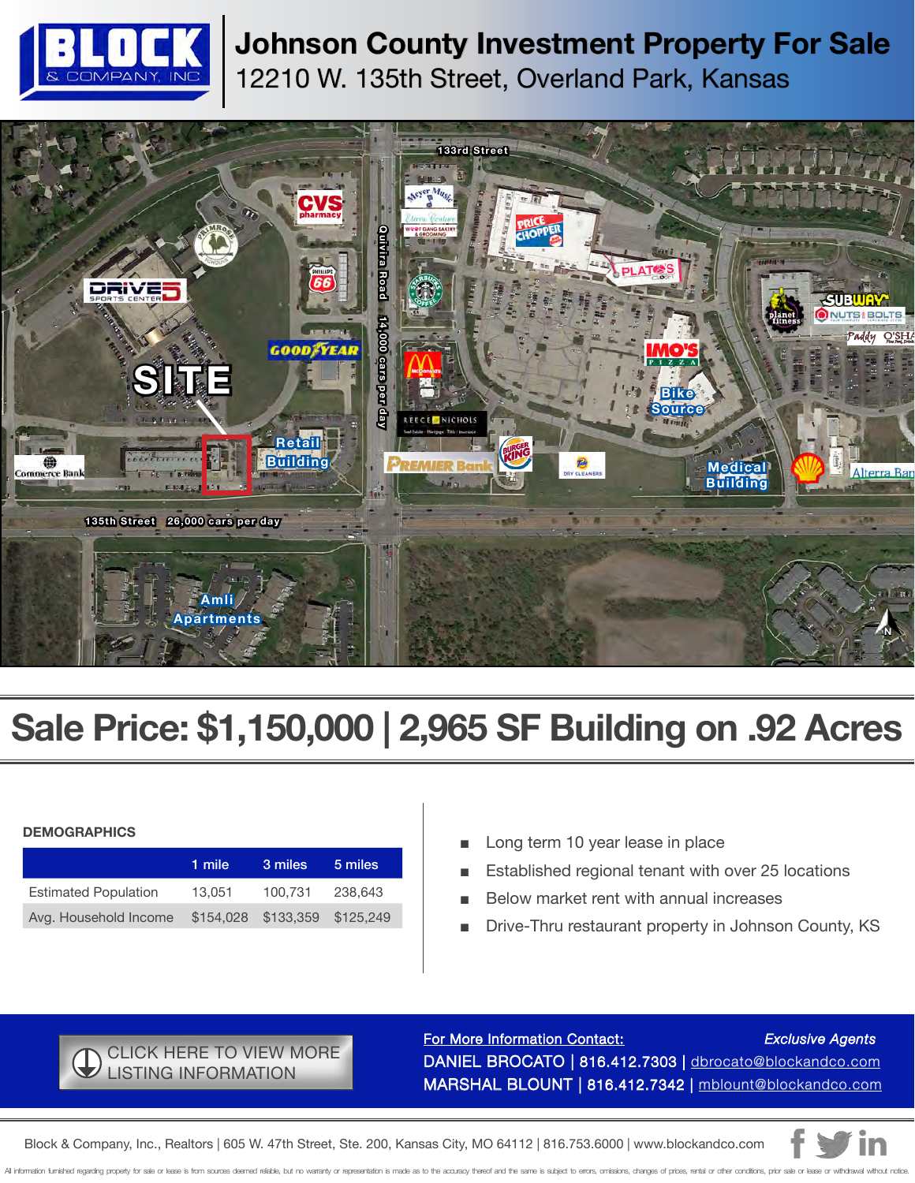# Johnson County Investment Property For Sale

## 12210 W. 135th Street, Overland Park, Kansas

Block & Company, Inc.

133rd Street

Quivira Road 14,000 cars per day

SITE

Retail Building

Medical Building

135th Street 26,000 cars per day

Amli Apartments

## Sale Price: $1,150,000 | 2,965 SF Building on .92 Acres

### DEMOGRAPHICS

| | 1 mile | 3 miles | 5 miles |
|---|---|---|---|
| Estimated Population | 13,051 | 100,731 | 238,643 |
| Avg. Household Income | $154,028 | $133,359 | $125,249 |

- Long term 10 year lease in place
- Established regional tenant with over 25 locations
- Below market rent with annual increases
- Drive-Thru restaurant property in Johnson County, KS

CLICK HERE TO VIEW MORE LISTING INFORMATION

**For More Information Contact:** *Exclusive Agents*

DANIEL BROCATO | 816.412.7303 | dbrocato@blockandco.com

MARSHAL BLOUNT | 816.412.7342 | mblount@blockandco.com

Block & Company, Inc., Realtors | 605 W. 47th Street, Ste. 200, Kansas City, MO 64112 | 816.753.6000 | www.blockandco.com

All information furnished regarding property for sale or lease is from sources deemed reliable, but no warranty or representation is made as to the accuracy thereof and the same is subject to errors, omissions, changes of prices, rental or other conditions, prior sale or lease or withdrawal without notice.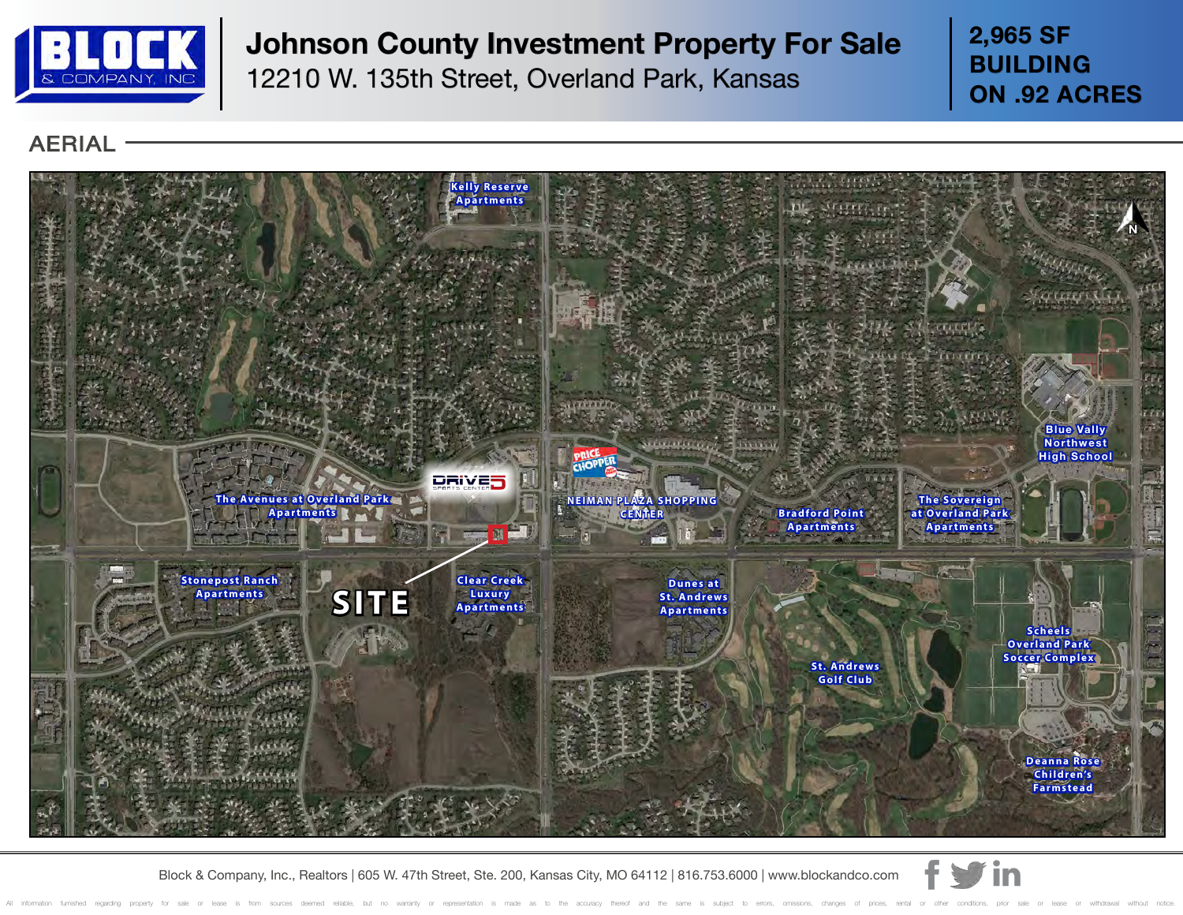# Johnson County Investment Property For Sale

12210 W. 135th Street, Overland Park, Kansas

**2,965 SF BUILDING ON .92 ACRES**

## AERIAL

Kelly Reserve Apartments

The Avenues at Overland Park Apartments

DRIVE5 SPORTS CENTER

PRICE CHOPPER

NEIMAN PLAZA SHOPPING CENTER

Bradford Point Apartments

The Sovereign at Overland Park Apartments

Blue Vally Northwest High School

Stonepost Ranch Apartments

SITE

Clear Creek Luxury Apartments

Dunes at St. Andrews Apartments

St. Andrews Golf Club

Scheels Overland Park Soccer Complex

Deanna Rose Children's Farmstead

N

Block & Company, Inc., Realtors | 605 W. 47th Street, Ste. 200, Kansas City, MO 64112 | 816.753.6000 | www.blockandco.com

All information furnished regarding property for sale or lease is from sources deemed reliable, but no warranty or representation is made as to the accuracy thereof and the same is subject to errors, omissions, changes of prices, rental or other conditions, prior sale or lease or withdrawal without notice.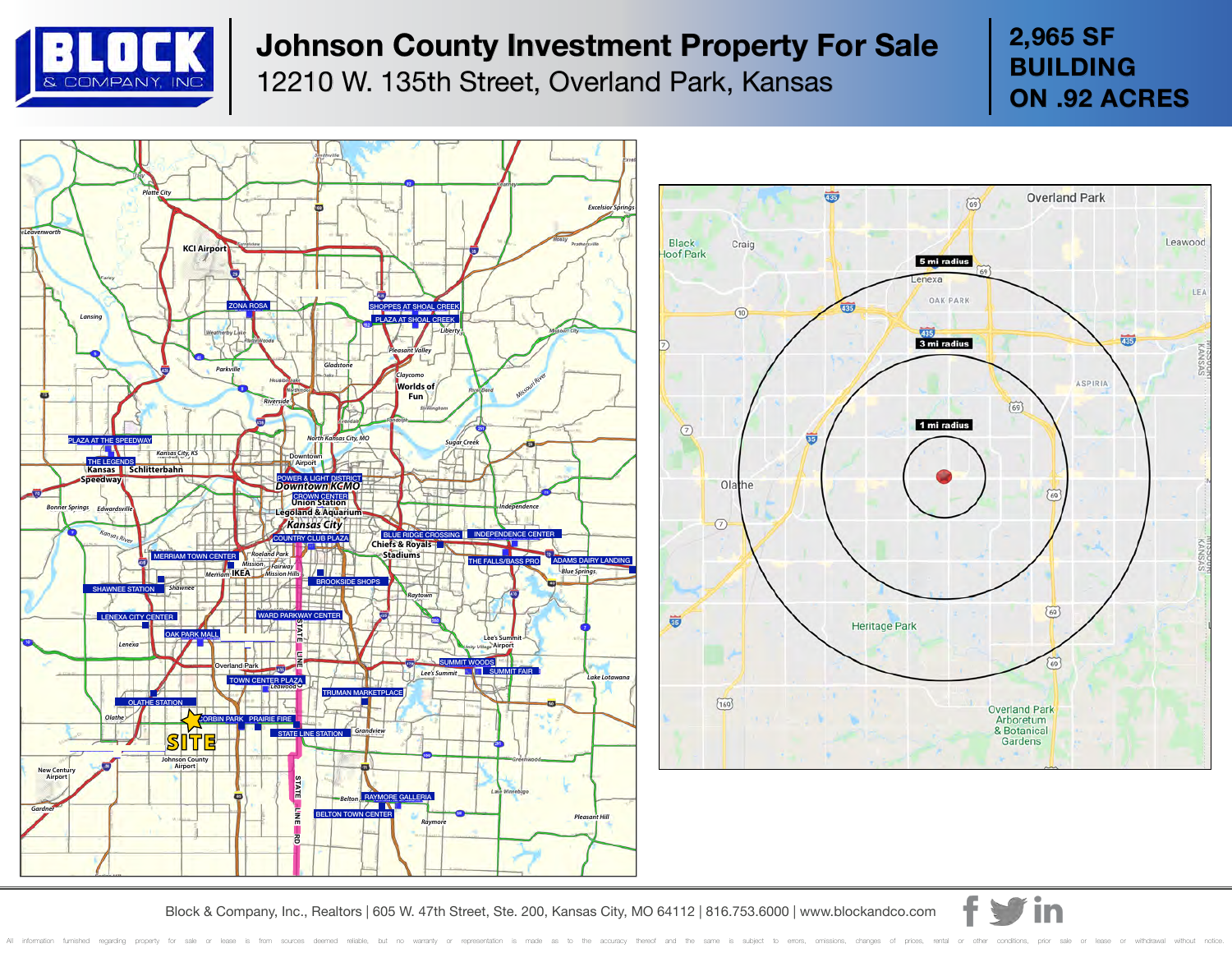# Johnson County Investment Property For Sale

12210 W. 135th Street, Overland Park, Kansas

**2,965 SF BUILDING ON .92 ACRES**

Block & Company, Inc., Realtors | 605 W. 47th Street, Ste. 200, Kansas City, MO 64112 | 816.753.6000 | www.blockandco.com

All information furnished regarding property for sale or lease is from sources deemed reliable, but no warranty or representation is made as to the accuracy thereof and the same is subject to errors, omissions, changes of prices, rental or other conditions, prior sale or lease or withdrawal without notice.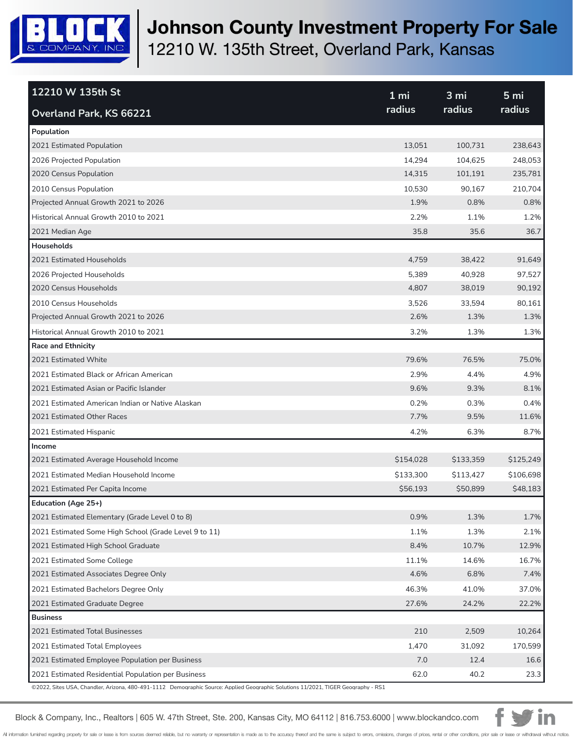# Johnson County Investment Property For Sale

## 12210 W. 135th Street, Overland Park, Kansas

| 12210 W 135th St<br>Overland Park, KS 66221 | 1 mi radius | 3 mi radius | 5 mi radius |
|---|---|---|---|
| **Population** | | | |
| 2021 Estimated Population | 13,051 | 100,731 | 238,643 |
| 2026 Projected Population | 14,294 | 104,625 | 248,053 |
| 2020 Census Population | 14,315 | 101,191 | 235,781 |
| 2010 Census Population | 10,530 | 90,167 | 210,704 |
| Projected Annual Growth 2021 to 2026 | 1.9% | 0.8% | 0.8% |
| Historical Annual Growth 2010 to 2021 | 2.2% | 1.1% | 1.2% |
| 2021 Median Age | 35.8 | 35.6 | 36.7 |
| **Households** | | | |
| 2021 Estimated Households | 4,759 | 38,422 | 91,649 |
| 2026 Projected Households | 5,389 | 40,928 | 97,527 |
| 2020 Census Households | 4,807 | 38,019 | 90,192 |
| 2010 Census Households | 3,526 | 33,594 | 80,161 |
| Projected Annual Growth 2021 to 2026 | 2.6% | 1.3% | 1.3% |
| Historical Annual Growth 2010 to 2021 | 3.2% | 1.3% | 1.3% |
| **Race and Ethnicity** | | | |
| 2021 Estimated White | 79.6% | 76.5% | 75.0% |
| 2021 Estimated Black or African American | 2.9% | 4.4% | 4.9% |
| 2021 Estimated Asian or Pacific Islander | 9.6% | 9.3% | 8.1% |
| 2021 Estimated American Indian or Native Alaskan | 0.2% | 0.3% | 0.4% |
| 2021 Estimated Other Races | 7.7% | 9.5% | 11.6% |
| 2021 Estimated Hispanic | 4.2% | 6.3% | 8.7% |
| **Income** | | | |
| 2021 Estimated Average Household Income | $154,028 | $133,359 | $125,249 |
| 2021 Estimated Median Household Income | $133,300 | $113,427 | $106,698 |
| 2021 Estimated Per Capita Income | $56,193 | $50,899 | $48,183 |
| **Education (Age 25+)** | | | |
| 2021 Estimated Elementary (Grade Level 0 to 8) | 0.9% | 1.3% | 1.7% |
| 2021 Estimated Some High School (Grade Level 9 to 11) | 1.1% | 1.3% | 2.1% |
| 2021 Estimated High School Graduate | 8.4% | 10.7% | 12.9% |
| 2021 Estimated Some College | 11.1% | 14.6% | 16.7% |
| 2021 Estimated Associates Degree Only | 4.6% | 6.8% | 7.4% |
| 2021 Estimated Bachelors Degree Only | 46.3% | 41.0% | 37.0% |
| 2021 Estimated Graduate Degree | 27.6% | 24.2% | 22.2% |
| **Business** | | | |
| 2021 Estimated Total Businesses | 210 | 2,509 | 10,264 |
| 2021 Estimated Total Employees | 1,470 | 31,092 | 170,599 |
| 2021 Estimated Employee Population per Business | 7.0 | 12.4 | 16.6 |
| 2021 Estimated Residential Population per Business | 62.0 | 40.2 | 23.3 |

©2022, Sites USA, Chandler, Arizona, 480-491-1112 Demographic Source: Applied Geographic Solutions 11/2021, TIGER Geography - RS1

Block & Company, Inc., Realtors | 605 W. 47th Street, Ste. 200, Kansas City, MO 64112 | 816.753.6000 | www.blockandco.com

All information furnished regarding property for sale or lease is from sources deemed reliable, but no warranty or representation is made as to the accuracy thereof and the same is subject to errors, omissions, changes of prices, rental or other conditions, prior sale or lease or withdrawal without notice.